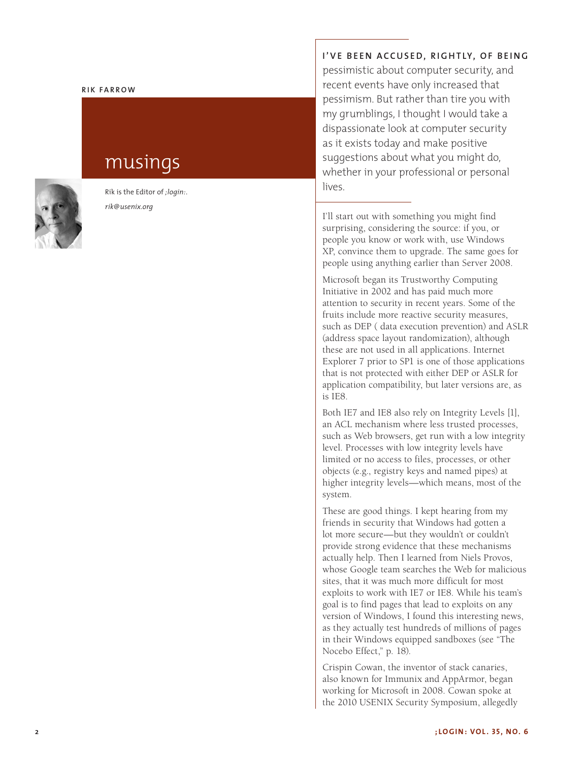**RIK FARROW**

# musings

Rik is the Editor of *;login:*.

*rik@usenix.org*

**I'VE BEEN ACCUSED, RIGHTLY, OF BEING** pessimistic about computer security, and recent events have only increased that pessimism. But rather than tire you with my grumblings, I thought I would take a dispassionate look at computer security as it exists today and make positive suggestions about what you might do, whether in your professional or personal lives.

I'll start out with something you might find surprising, considering the source: if you, or people you know or work with, use Windows XP, convince them to upgrade. The same goes for people using anything earlier than Server 2008.

Microsoft began its Trustworthy Computing Initiative in 2002 and has paid much more attention to security in recent years. Some of the fruits include more reactive security measures, such as DEP ( data execution prevention) and ASLR (address space layout randomization), although these are not used in all applications. Internet Explorer 7 prior to SP1 is one of those applications that is not protected with either DEP or ASLR for application compatibility, but later versions are, as is IE8.

Both IE7 and IE8 also rely on Integrity Levels [1], an ACL mechanism where less trusted processes, such as Web browsers, get run with a low integrity level. Processes with low integrity levels have limited or no access to files, processes, or other objects (e.g., registry keys and named pipes) at higher integrity levels—which means, most of the system.

These are good things. I kept hearing from my friends in security that Windows had gotten a lot more secure—but they wouldn't or couldn't provide strong evidence that these mechanisms actually help. Then I learned from Niels Provos, whose Google team searches the Web for malicious sites, that it was much more difficult for most exploits to work with IE7 or IE8. While his team's goal is to find pages that lead to exploits on any version of Windows, I found this interesting news, as they actually test hundreds of millions of pages in their Windows equipped sandboxes (see "The Nocebo Effect," p. 18).

Crispin Cowan, the inventor of stack canaries, also known for Immunix and AppArmor, began working for Microsoft in 2008. Cowan spoke at the 2010 USENIX Security Symposium, allegedly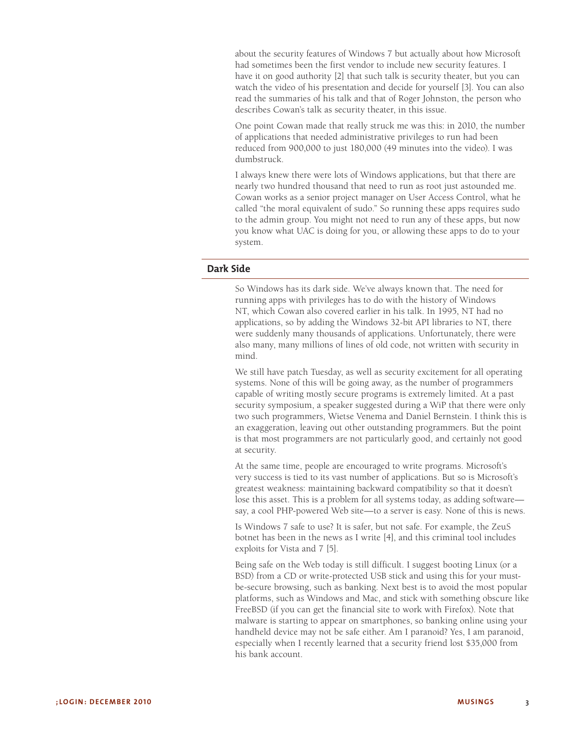about the security features of Windows 7 but actually about how Microsoft had sometimes been the first vendor to include new security features. I have it on good authority [2] that such talk is security theater, but you can watch the video of his presentation and decide for yourself [3]. You can also read the summaries of his talk and that of Roger Johnston, the person who describes Cowan's talk as security theater, in this issue.

One point Cowan made that really struck me was this: in 2010, the number of applications that needed administrative privileges to run had been reduced from 900,000 to just 180,000 (49 minutes into the video). I was dumbstruck.

I always knew there were lots of Windows applications, but that there are nearly two hundred thousand that need to run as root just astounded me. Cowan works as a senior project manager on User Access Control, what he called "the moral equivalent of sudo." So running these apps requires sudo to the admin group. You might not need to run any of these apps, but now you know what UAC is doing for you, or allowing these apps to do to your system.

## Dark Side

So Windows has its dark side. We've always known that. The need for running apps with privileges has to do with the history of Windows NT, which Cowan also covered earlier in his talk. In 1995, NT had no applications, so by adding the Windows 32-bit API libraries to NT, there were suddenly many thousands of applications. Unfortunately, there were also many, many millions of lines of old code, not written with security in mind.

We still have patch Tuesday, as well as security excitement for all operating systems. None of this will be going away, as the number of programmers capable of writing mostly secure programs is extremely limited. At a past security symposium, a speaker suggested during a WiP that there were only two such programmers, Wietse Venema and Daniel Bernstein. I think this is an exaggeration, leaving out other outstanding programmers. But the point is that most programmers are not particularly good, and certainly not good at security.

At the same time, people are encouraged to write programs. Microsoft's very success is tied to its vast number of applications. But so is Microsoft's greatest weakness: maintaining backward compatibility so that it doesn't lose this asset. This is a problem for all systems today, as adding software—say, a cool PHP-powered Web site—to a server is easy. None of this is news.

Is Windows 7 safe to use? It is safer, but not safe. For example, the ZeuS botnet has been in the news as I write [4], and this criminal tool includes exploits for Vista and 7 [5].

Being safe on the Web today is still difficult. I suggest booting Linux (or a BSD) from a CD or write-protected USB stick and using this for your must-be-secure browsing, such as banking. Next best is to avoid the most popular platforms, such as Windows and Mac, and stick with something obscure like FreeBSD (if you can get the financial site to work with Firefox). Note that malware is starting to appear on smartphones, so banking online using your handheld device may not be safe either. Am I paranoid? Yes, I am paranoid, especially when I recently learned that a security friend lost $35,000 from his bank account.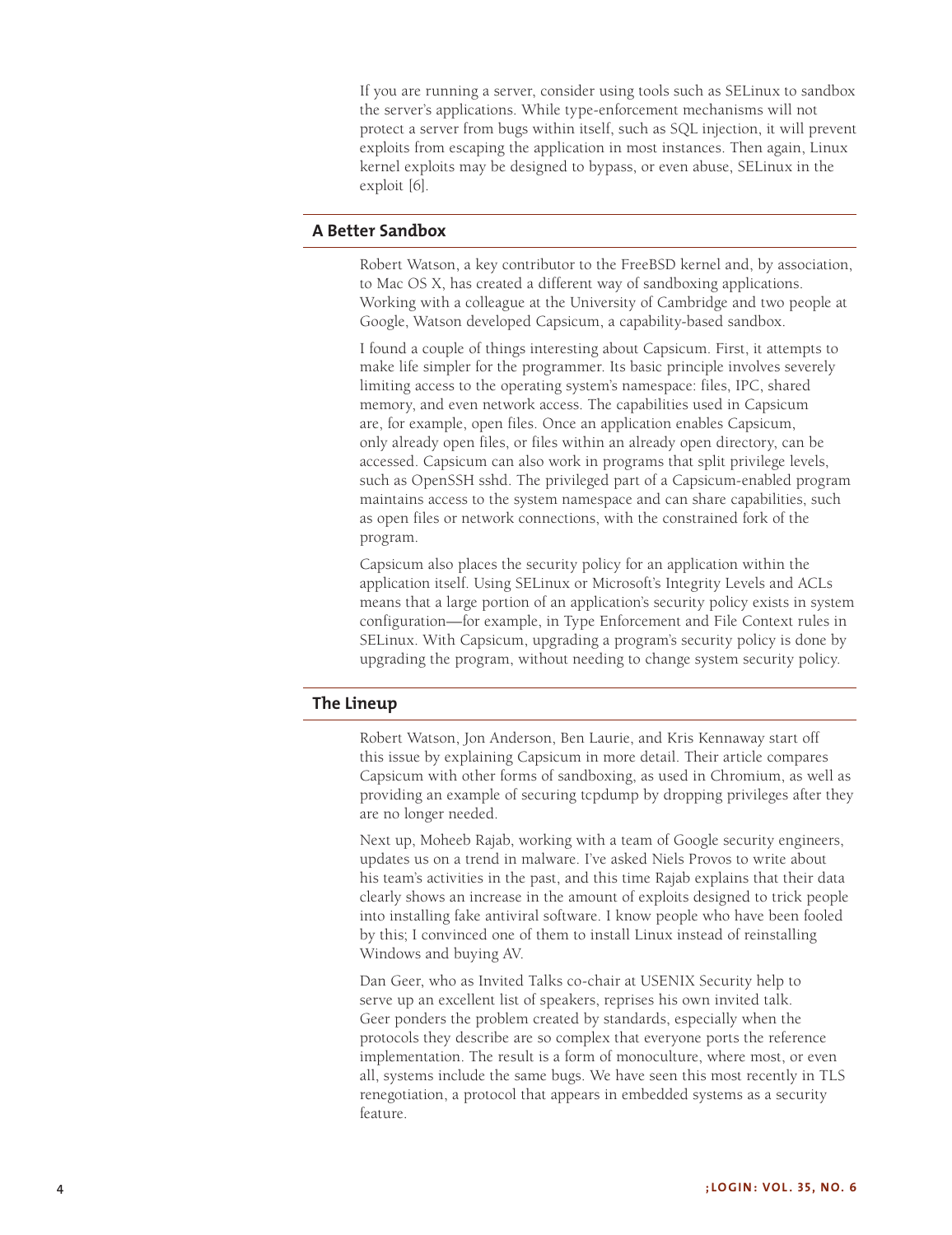If you are running a server, consider using tools such as SELinux to sandbox the server's applications. While type-enforcement mechanisms will not protect a server from bugs within itself, such as SQL injection, it will prevent exploits from escaping the application in most instances. Then again, Linux kernel exploits may be designed to bypass, or even abuse, SELinux in the exploit [6].

## A Better Sandbox

Robert Watson, a key contributor to the FreeBSD kernel and, by association, to Mac OS X, has created a different way of sandboxing applications. Working with a colleague at the University of Cambridge and two people at Google, Watson developed Capsicum, a capability-based sandbox.

I found a couple of things interesting about Capsicum. First, it attempts to make life simpler for the programmer. Its basic principle involves severely limiting access to the operating system's namespace: files, IPC, shared memory, and even network access. The capabilities used in Capsicum are, for example, open files. Once an application enables Capsicum, only already open files, or files within an already open directory, can be accessed. Capsicum can also work in programs that split privilege levels, such as OpenSSH sshd. The privileged part of a Capsicum-enabled program maintains access to the system namespace and can share capabilities, such as open files or network connections, with the constrained fork of the program.

Capsicum also places the security policy for an application within the application itself. Using SELinux or Microsoft's Integrity Levels and ACLs means that a large portion of an application's security policy exists in system configuration—for example, in Type Enforcement and File Context rules in SELinux. With Capsicum, upgrading a program's security policy is done by upgrading the program, without needing to change system security policy.

## The Lineup

Robert Watson, Jon Anderson, Ben Laurie, and Kris Kennaway start off this issue by explaining Capsicum in more detail. Their article compares Capsicum with other forms of sandboxing, as used in Chromium, as well as providing an example of securing tcpdump by dropping privileges after they are no longer needed.

Next up, Moheeb Rajab, working with a team of Google security engineers, updates us on a trend in malware. I've asked Niels Provos to write about his team's activities in the past, and this time Rajab explains that their data clearly shows an increase in the amount of exploits designed to trick people into installing fake antiviral software. I know people who have been fooled by this; I convinced one of them to install Linux instead of reinstalling Windows and buying AV.

Dan Geer, who as Invited Talks co-chair at USENIX Security help to serve up an excellent list of speakers, reprises his own invited talk. Geer ponders the problem created by standards, especially when the protocols they describe are so complex that everyone ports the reference implementation. The result is a form of monoculture, where most, or even all, systems include the same bugs. We have seen this most recently in TLS renegotiation, a protocol that appears in embedded systems as a security feature.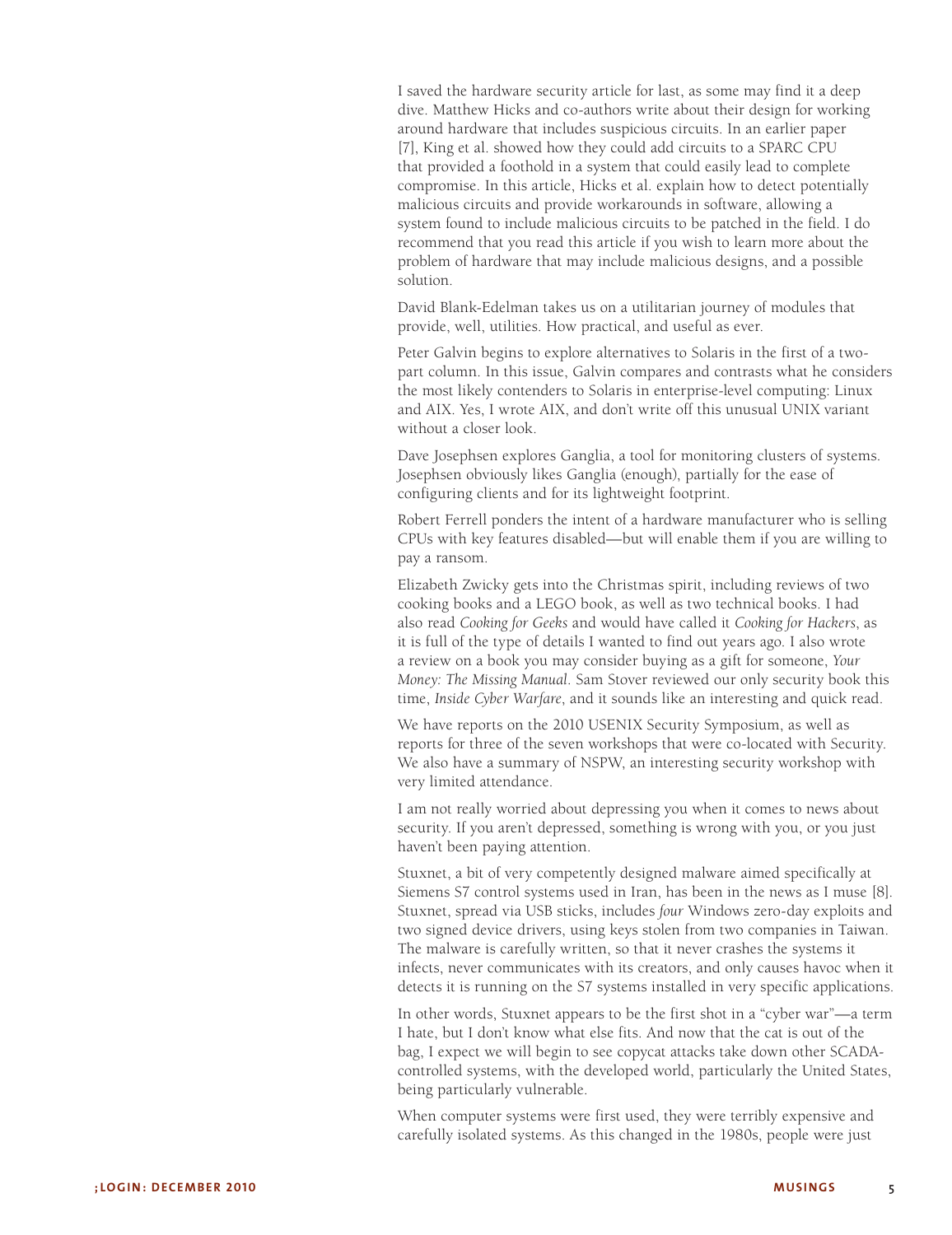I saved the hardware security article for last, as some may find it a deep dive. Matthew Hicks and co-authors write about their design for working around hardware that includes suspicious circuits. In an earlier paper [7], King et al. showed how they could add circuits to a SPARC CPU that provided a foothold in a system that could easily lead to complete compromise. In this article, Hicks et al. explain how to detect potentially malicious circuits and provide workarounds in software, allowing a system found to include malicious circuits to be patched in the field. I do recommend that you read this article if you wish to learn more about the problem of hardware that may include malicious designs, and a possible solution.

David Blank-Edelman takes us on a utilitarian journey of modules that provide, well, utilities. How practical, and useful as ever.

Peter Galvin begins to explore alternatives to Solaris in the first of a two-part column. In this issue, Galvin compares and contrasts what he considers the most likely contenders to Solaris in enterprise-level computing: Linux and AIX. Yes, I wrote AIX, and don't write off this unusual UNIX variant without a closer look.

Dave Josephsen explores Ganglia, a tool for monitoring clusters of systems. Josephsen obviously likes Ganglia (enough), partially for the ease of configuring clients and for its lightweight footprint.

Robert Ferrell ponders the intent of a hardware manufacturer who is selling CPUs with key features disabled—but will enable them if you are willing to pay a ransom.

Elizabeth Zwicky gets into the Christmas spirit, including reviews of two cooking books and a LEGO book, as well as two technical books. I had also read *Cooking for Geeks* and would have called it *Cooking for Hackers*, as it is full of the type of details I wanted to find out years ago. I also wrote a review on a book you may consider buying as a gift for someone, *Your Money: The Missing Manual*. Sam Stover reviewed our only security book this time, *Inside Cyber Warfare*, and it sounds like an interesting and quick read.

We have reports on the 2010 USENIX Security Symposium, as well as reports for three of the seven workshops that were co-located with Security. We also have a summary of NSPW, an interesting security workshop with very limited attendance.

I am not really worried about depressing you when it comes to news about security. If you aren't depressed, something is wrong with you, or you just haven't been paying attention.

Stuxnet, a bit of very competently designed malware aimed specifically at Siemens S7 control systems used in Iran, has been in the news as I muse [8]. Stuxnet, spread via USB sticks, includes *four* Windows zero-day exploits and two signed device drivers, using keys stolen from two companies in Taiwan. The malware is carefully written, so that it never crashes the systems it infects, never communicates with its creators, and only causes havoc when it detects it is running on the S7 systems installed in very specific applications.

In other words, Stuxnet appears to be the first shot in a "cyber war"—a term I hate, but I don't know what else fits. And now that the cat is out of the bag, I expect we will begin to see copycat attacks take down other SCADA-controlled systems, with the developed world, particularly the United States, being particularly vulnerable.

When computer systems were first used, they were terribly expensive and carefully isolated systems. As this changed in the 1980s, people were just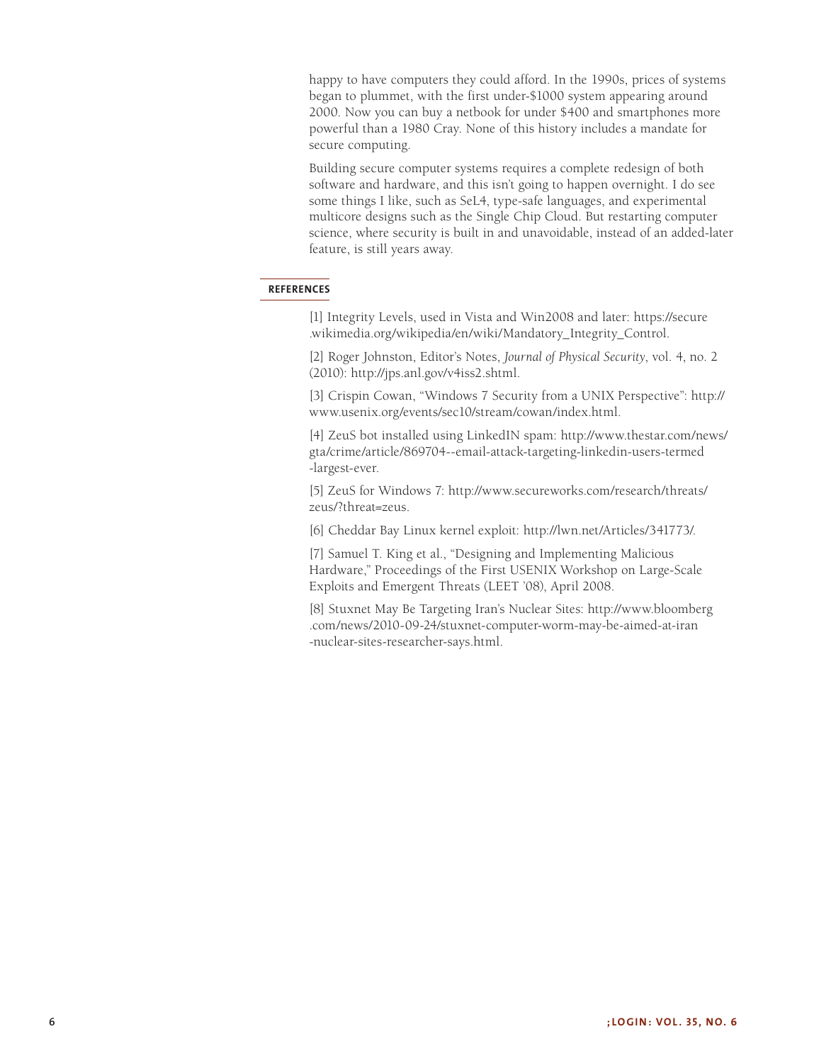happy to have computers they could afford. In the 1990s, prices of systems began to plummet, with the first under-$1000 system appearing around 2000. Now you can buy a netbook for under $400 and smartphones more powerful than a 1980 Cray. None of this history includes a mandate for secure computing.

Building secure computer systems requires a complete redesign of both software and hardware, and this isn't going to happen overnight. I do see some things I like, such as SeL4, type-safe languages, and experimental multicore designs such as the Single Chip Cloud. But restarting computer science, where security is built in and unavoidable, instead of an added-later feature, is still years away.

## REFERENCES

[1] Integrity Levels, used in Vista and Win2008 and later: https://secure.wikimedia.org/wikipedia/en/wiki/Mandatory_Integrity_Control.

[2] Roger Johnston, Editor's Notes, *Journal of Physical Security*, vol. 4, no. 2 (2010): http://jps.anl.gov/v4iss2.shtml.

[3] Crispin Cowan, "Windows 7 Security from a UNIX Perspective": http://www.usenix.org/events/sec10/stream/cowan/index.html.

[4] ZeuS bot installed using LinkedIN spam: http://www.thestar.com/news/gta/crime/article/869704--email-attack-targeting-linkedin-users-termed-largest-ever.

[5] ZeuS for Windows 7: http://www.secureworks.com/research/threats/zeus/?threat=zeus.

[6] Cheddar Bay Linux kernel exploit: http://lwn.net/Articles/341773/.

[7] Samuel T. King et al., "Designing and Implementing Malicious Hardware," Proceedings of the First USENIX Workshop on Large-Scale Exploits and Emergent Threats (LEET '08), April 2008.

[8] Stuxnet May Be Targeting Iran's Nuclear Sites: http://www.bloomberg.com/news/2010-09-24/stuxnet-computer-worm-may-be-aimed-at-iran-nuclear-sites-researcher-says.html.